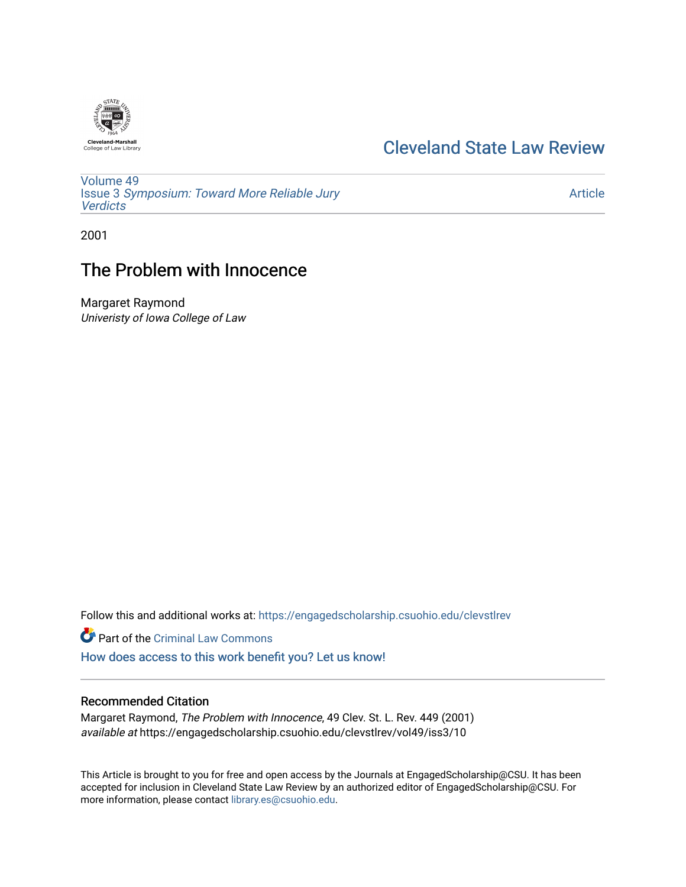Cleveland-Marshall College of Law Library

# Cleveland State Law Review

Volume 49
Issue 3 *Symposium: Toward More Reliable Jury Verdicts*

Article

2001

## The Problem with Innocence

Margaret Raymond
*Univeristy of Iowa College of Law*

Follow this and additional works at: https://engagedscholarship.csuohio.edu/clevstlrev

Part of the Criminal Law Commons

How does access to this work benefit you? Let us know!

### Recommended Citation

Margaret Raymond, *The Problem with Innocence*, 49 Clev. St. L. Rev. 449 (2001)
*available at* https://engagedscholarship.csuohio.edu/clevstlrev/vol49/iss3/10

This Article is brought to you for free and open access by the Journals at EngagedScholarship@CSU. It has been accepted for inclusion in Cleveland State Law Review by an authorized editor of EngagedScholarship@CSU. For more information, please contact library.es@csuohio.edu.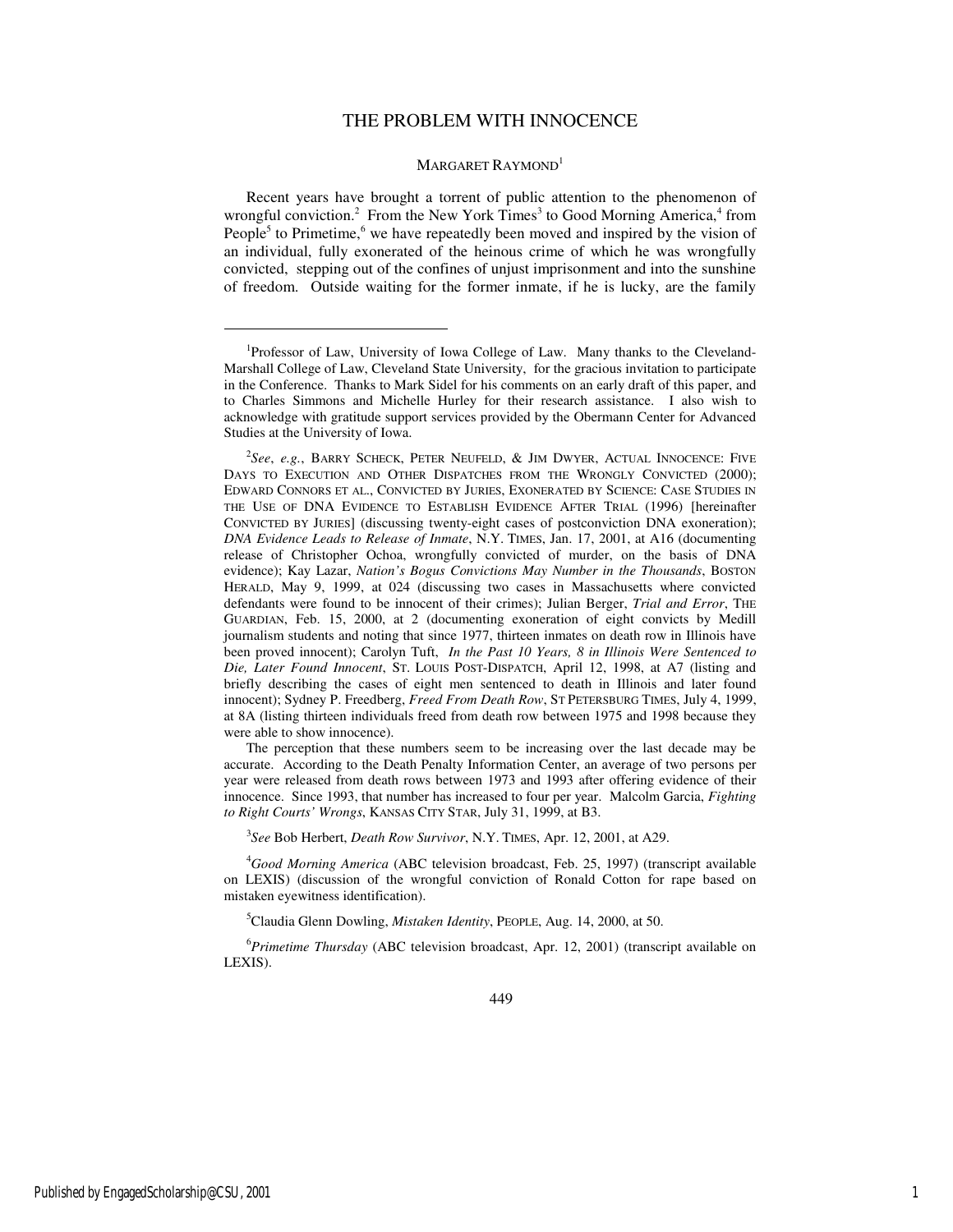# THE PROBLEM WITH INNOCENCE

MARGARET RAYMOND[1]

Recent years have brought a torrent of public attention to the phenomenon of wrongful conviction.[2] From the New York Times[3] to Good Morning America,[4] from People[5] to Primetime,[6] we have repeatedly been moved and inspired by the vision of an individual, fully exonerated of the heinous crime of which he was wrongfully convicted, stepping out of the confines of unjust imprisonment and into the sunshine of freedom. Outside waiting for the former inmate, if he is lucky, are the family

---

[1]Professor of Law, University of Iowa College of Law. Many thanks to the Cleveland-Marshall College of Law, Cleveland State University, for the gracious invitation to participate in the Conference. Thanks to Mark Sidel for his comments on an early draft of this paper, and to Charles Simmons and Michelle Hurley for their research assistance. I also wish to acknowledge with gratitude support services provided by the Obermann Center for Advanced Studies at the University of Iowa.

[2]*See*, *e.g.*, BARRY SCHECK, PETER NEUFELD, & JIM DWYER, ACTUAL INNOCENCE: FIVE DAYS TO EXECUTION AND OTHER DISPATCHES FROM THE WRONGLY CONVICTED (2000); EDWARD CONNORS ET AL., CONVICTED BY JURIES, EXONERATED BY SCIENCE: CASE STUDIES IN THE USE OF DNA EVIDENCE TO ESTABLISH EVIDENCE AFTER TRIAL (1996) [hereinafter CONVICTED BY JURIES] (discussing twenty-eight cases of postconviction DNA exoneration); *DNA Evidence Leads to Release of Inmate*, N.Y. TIMES, Jan. 17, 2001, at A16 (documenting release of Christopher Ochoa, wrongfully convicted of murder, on the basis of DNA evidence); Kay Lazar, *Nation's Bogus Convictions May Number in the Thousands*, BOSTON HERALD, May 9, 1999, at 024 (discussing two cases in Massachusetts where convicted defendants were found to be innocent of their crimes); Julian Berger, *Trial and Error*, THE GUARDIAN, Feb. 15, 2000, at 2 (documenting exoneration of eight convicts by Medill journalism students and noting that since 1977, thirteen inmates on death row in Illinois have been proved innocent); Carolyn Tuft, *In the Past 10 Years, 8 in Illinois Were Sentenced to Die, Later Found Innocent*, ST. LOUIS POST-DISPATCH, April 12, 1998, at A7 (listing and briefly describing the cases of eight men sentenced to death in Illinois and later found innocent); Sydney P. Freedberg, *Freed From Death Row*, ST PETERSBURG TIMES, July 4, 1999, at 8A (listing thirteen individuals freed from death row between 1975 and 1998 because they were able to show innocence).

The perception that these numbers seem to be increasing over the last decade may be accurate. According to the Death Penalty Information Center, an average of two persons per year were released from death rows between 1973 and 1993 after offering evidence of their innocence. Since 1993, that number has increased to four per year. Malcolm Garcia, *Fighting to Right Courts' Wrongs*, KANSAS CITY STAR, July 31, 1999, at B3.

[3]*See* Bob Herbert, *Death Row Survivor*, N.Y. TIMES, Apr. 12, 2001, at A29.

[4]*Good Morning America* (ABC television broadcast, Feb. 25, 1997) (transcript available on LEXIS) (discussion of the wrongful conviction of Ronald Cotton for rape based on mistaken eyewitness identification).

[5]Claudia Glenn Dowling, *Mistaken Identity*, PEOPLE, Aug. 14, 2000, at 50.

[6]*Primetime Thursday* (ABC television broadcast, Apr. 12, 2001) (transcript available on LEXIS).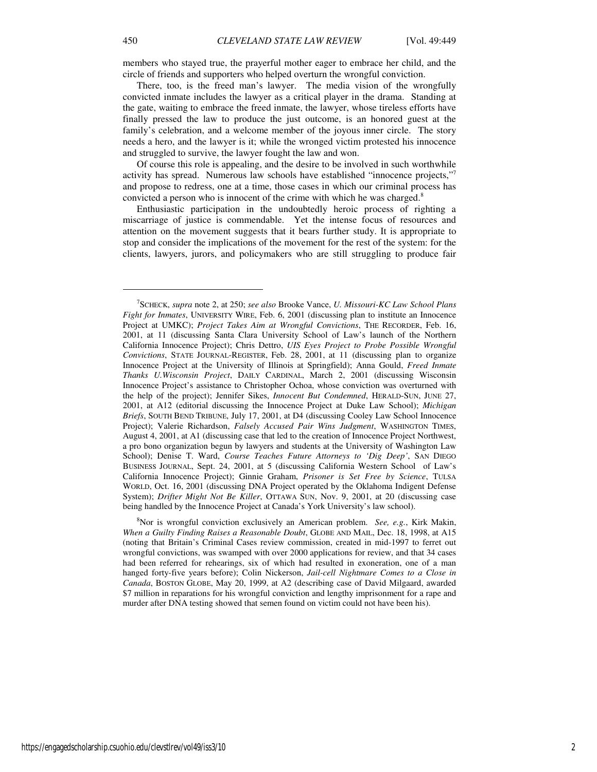members who stayed true, the prayerful mother eager to embrace her child, and the circle of friends and supporters who helped overturn the wrongful conviction.

There, too, is the freed man's lawyer. The media vision of the wrongfully convicted inmate includes the lawyer as a critical player in the drama. Standing at the gate, waiting to embrace the freed inmate, the lawyer, whose tireless efforts have finally pressed the law to produce the just outcome, is an honored guest at the family's celebration, and a welcome member of the joyous inner circle. The story needs a hero, and the lawyer is it; while the wronged victim protested his innocence and struggled to survive, the lawyer fought the law and won.

Of course this role is appealing, and the desire to be involved in such worthwhile activity has spread. Numerous law schools have established "innocence projects,"[7] and propose to redress, one at a time, those cases in which our criminal process has convicted a person who is innocent of the crime with which he was charged.[8]

Enthusiastic participation in the undoubtedly heroic process of righting a miscarriage of justice is commendable. Yet the intense focus of resources and attention on the movement suggests that it bears further study. It is appropriate to stop and consider the implications of the movement for the rest of the system: for the clients, lawyers, jurors, and policymakers who are still struggling to produce fair

---

[7]SCHECK, *supra* note 2, at 250; *see also* Brooke Vance, *U. Missouri-KC Law School Plans Fight for Inmates*, UNIVERSITY WIRE, Feb. 6, 2001 (discussing plan to institute an Innocence Project at UMKC); *Project Takes Aim at Wrongful Convictions*, THE RECORDER, Feb. 16, 2001, at 11 (discussing Santa Clara University School of Law's launch of the Northern California Innocence Project); Chris Dettro, *UIS Eyes Project to Probe Possible Wrongful Convictions*, STATE JOURNAL-REGISTER, Feb. 28, 2001, at 11 (discussing plan to organize Innocence Project at the University of Illinois at Springfield); Anna Gould, *Freed Inmate Thanks U.Wisconsin Project*, DAILY CARDINAL, March 2, 2001 (discussing Wisconsin Innocence Project's assistance to Christopher Ochoa, whose conviction was overturned with the help of the project); Jennifer Sikes, *Innocent But Condemned*, HERALD-SUN, JUNE 27, 2001, at A12 (editorial discussing the Innocence Project at Duke Law School); *Michigan Briefs*, SOUTH BEND TRIBUNE, July 17, 2001, at D4 (discussing Cooley Law School Innocence Project); Valerie Richardson, *Falsely Accused Pair Wins Judgment*, WASHINGTON TIMES, August 4, 2001, at A1 (discussing case that led to the creation of Innocence Project Northwest, a pro bono organization begun by lawyers and students at the University of Washington Law School); Denise T. Ward, *Course Teaches Future Attorneys to 'Dig Deep'*, SAN DIEGO BUSINESS JOURNAL, Sept. 24, 2001, at 5 (discussing California Western School of Law's California Innocence Project); Ginnie Graham, *Prisoner is Set Free by Science*, TULSA WORLD, Oct. 16, 2001 (discussing DNA Project operated by the Oklahoma Indigent Defense System); *Drifter Might Not Be Killer*, OTTAWA SUN, Nov. 9, 2001, at 20 (discussing case being handled by the Innocence Project at Canada's York University's law school).

[8]Nor is wrongful conviction exclusively an American problem. *See, e.g.*, Kirk Makin, *When a Guilty Finding Raises a Reasonable Doubt*, GLOBE AND MAIL, Dec. 18, 1998, at A15 (noting that Britain's Criminal Cases review commission, created in mid-1997 to ferret out wrongful convictions, was swamped with over 2000 applications for review, and that 34 cases had been referred for rehearings, six of which had resulted in exoneration, one of a man hanged forty-five years before); Colin Nickerson, *Jail-cell Nightmare Comes to a Close in Canada*, BOSTON GLOBE, May 20, 1999, at A2 (describing case of David Milgaard, awarded \$7 million in reparations for his wrongful conviction and lengthy imprisonment for a rape and murder after DNA testing showed that semen found on victim could not have been his).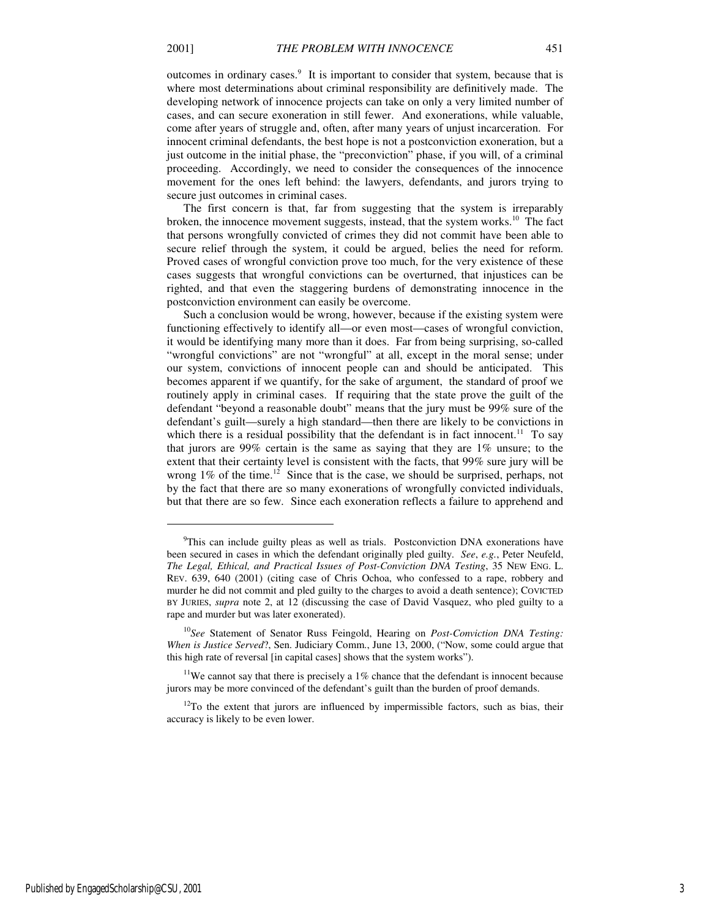outcomes in ordinary cases.[9] It is important to consider that system, because that is where most determinations about criminal responsibility are definitively made. The developing network of innocence projects can take on only a very limited number of cases, and can secure exoneration in still fewer. And exonerations, while valuable, come after years of struggle and, often, after many years of unjust incarceration. For innocent criminal defendants, the best hope is not a postconviction exoneration, but a just outcome in the initial phase, the "preconviction" phase, if you will, of a criminal proceeding. Accordingly, we need to consider the consequences of the innocence movement for the ones left behind: the lawyers, defendants, and jurors trying to secure just outcomes in criminal cases.

The first concern is that, far from suggesting that the system is irreparably broken, the innocence movement suggests, instead, that the system works.[10] The fact that persons wrongfully convicted of crimes they did not commit have been able to secure relief through the system, it could be argued, belies the need for reform. Proved cases of wrongful conviction prove too much, for the very existence of these cases suggests that wrongful convictions can be overturned, that injustices can be righted, and that even the staggering burdens of demonstrating innocence in the postconviction environment can easily be overcome.

Such a conclusion would be wrong, however, because if the existing system were functioning effectively to identify all—or even most—cases of wrongful conviction, it would be identifying many more than it does. Far from being surprising, so-called "wrongful convictions" are not "wrongful" at all, except in the moral sense; under our system, convictions of innocent people can and should be anticipated. This becomes apparent if we quantify, for the sake of argument, the standard of proof we routinely apply in criminal cases. If requiring that the state prove the guilt of the defendant "beyond a reasonable doubt" means that the jury must be 99% sure of the defendant's guilt—surely a high standard—then there are likely to be convictions in which there is a residual possibility that the defendant is in fact innocent.[11] To say that jurors are 99% certain is the same as saying that they are 1% unsure; to the extent that their certainty level is consistent with the facts, that 99% sure jury will be wrong 1% of the time.[12] Since that is the case, we should be surprised, perhaps, not by the fact that there are so many exonerations of wrongfully convicted individuals, but that there are so few. Since each exoneration reflects a failure to apprehend and

---

[9]This can include guilty pleas as well as trials. Postconviction DNA exonerations have been secured in cases in which the defendant originally pled guilty. *See*, *e.g.*, Peter Neufeld, *The Legal, Ethical, and Practical Issues of Post-Conviction DNA Testing*, 35 NEW ENG. L. REV. 639, 640 (2001) (citing case of Chris Ochoa, who confessed to a rape, robbery and murder he did not commit and pled guilty to the charges to avoid a death sentence); CONVICTED BY JURIES, *supra* note 2, at 12 (discussing the case of David Vasquez, who pled guilty to a rape and murder but was later exonerated).

[10]*See* Statement of Senator Russ Feingold, Hearing on *Post-Conviction DNA Testing: When is Justice Served*?, Sen. Judiciary Comm., June 13, 2000, ("Now, some could argue that this high rate of reversal [in capital cases] shows that the system works").

[11]We cannot say that there is precisely a 1% chance that the defendant is innocent because jurors may be more convinced of the defendant's guilt than the burden of proof demands.

[12]To the extent that jurors are influenced by impermissible factors, such as bias, their accuracy is likely to be even lower.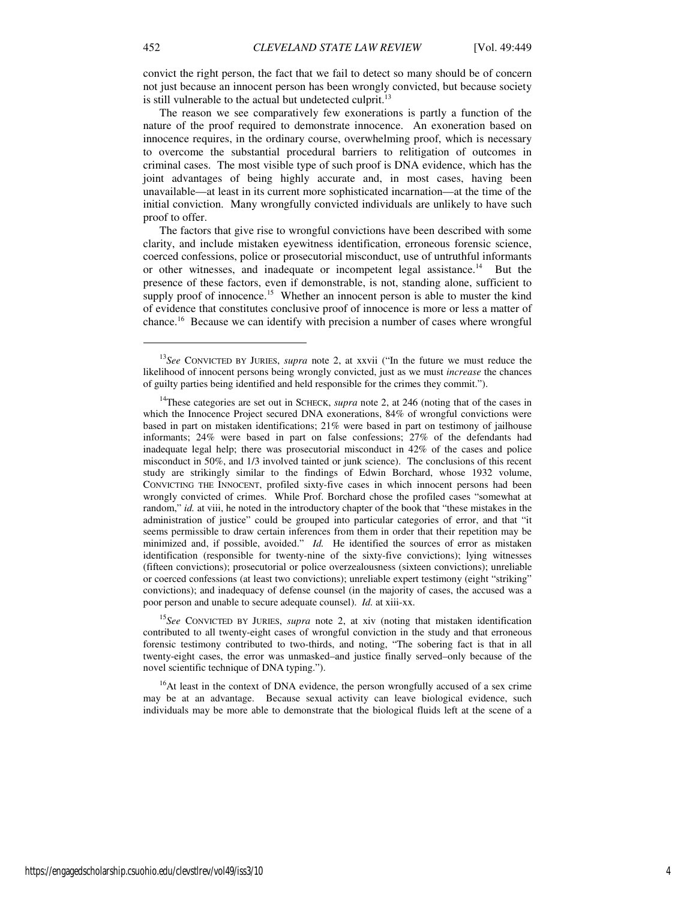convict the right person, the fact that we fail to detect so many should be of concern not just because an innocent person has been wrongly convicted, but because society is still vulnerable to the actual but undetected culprit.[13]

The reason we see comparatively few exonerations is partly a function of the nature of the proof required to demonstrate innocence. An exoneration based on innocence requires, in the ordinary course, overwhelming proof, which is necessary to overcome the substantial procedural barriers to relitigation of outcomes in criminal cases. The most visible type of such proof is DNA evidence, which has the joint advantages of being highly accurate and, in most cases, having been unavailable—at least in its current more sophisticated incarnation—at the time of the initial conviction. Many wrongfully convicted individuals are unlikely to have such proof to offer.

The factors that give rise to wrongful convictions have been described with some clarity, and include mistaken eyewitness identification, erroneous forensic science, coerced confessions, police or prosecutorial misconduct, use of untruthful informants or other witnesses, and inadequate or incompetent legal assistance.[14] But the presence of these factors, even if demonstrable, is not, standing alone, sufficient to supply proof of innocence.[15] Whether an innocent person is able to muster the kind of evidence that constitutes conclusive proof of innocence is more or less a matter of chance.[16] Because we can identify with precision a number of cases where wrongful

---

[13]*See* CONVICTED BY JURIES, *supra* note 2, at xxvii ("In the future we must reduce the likelihood of innocent persons being wrongly convicted, just as we must *increase* the chances of guilty parties being identified and held responsible for the crimes they commit.").

[14]These categories are set out in SCHECK, *supra* note 2, at 246 (noting that of the cases in which the Innocence Project secured DNA exonerations, 84% of wrongful convictions were based in part on mistaken identifications; 21% were based in part on testimony of jailhouse informants; 24% were based in part on false confessions; 27% of the defendants had inadequate legal help; there was prosecutorial misconduct in 42% of the cases and police misconduct in 50%, and 1/3 involved tainted or junk science). The conclusions of this recent study are strikingly similar to the findings of Edwin Borchard, whose 1932 volume, CONVICTING THE INNOCENT, profiled sixty-five cases in which innocent persons had been wrongly convicted of crimes. While Prof. Borchard chose the profiled cases "somewhat at random," *id.* at viii, he noted in the introductory chapter of the book that "these mistakes in the administration of justice" could be grouped into particular categories of error, and that "it seems permissible to draw certain inferences from them in order that their repetition may be minimized and, if possible, avoided." *Id.* He identified the sources of error as mistaken identification (responsible for twenty-nine of the sixty-five convictions); lying witnesses (fifteen convictions); prosecutorial or police overzealousness (sixteen convictions); unreliable or coerced confessions (at least two convictions); unreliable expert testimony (eight "striking" convictions); and inadequacy of defense counsel (in the majority of cases, the accused was a poor person and unable to secure adequate counsel). *Id.* at xiii-xx.

[15]*See* CONVICTED BY JURIES, *supra* note 2, at xiv (noting that mistaken identification contributed to all twenty-eight cases of wrongful conviction in the study and that erroneous forensic testimony contributed to two-thirds, and noting, "The sobering fact is that in all twenty-eight cases, the error was unmasked–and justice finally served–only because of the novel scientific technique of DNA typing.").

[16]At least in the context of DNA evidence, the person wrongfully accused of a sex crime may be at an advantage. Because sexual activity can leave biological evidence, such individuals may be more able to demonstrate that the biological fluids left at the scene of a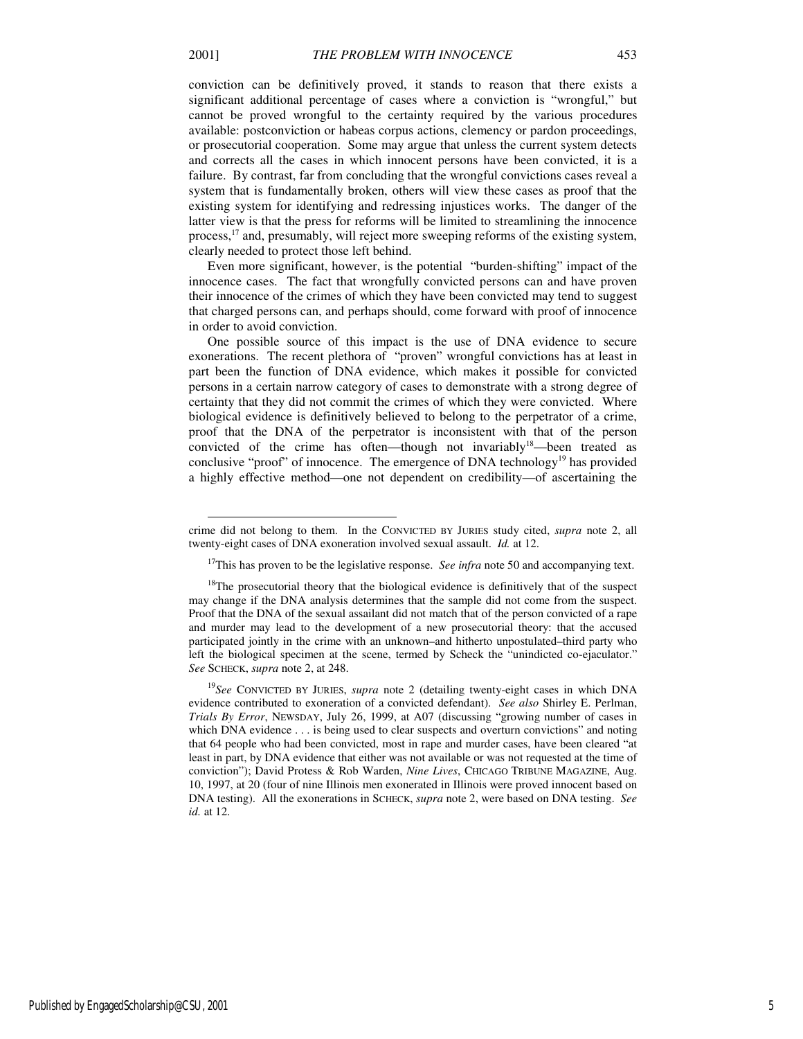conviction can be definitively proved, it stands to reason that there exists a significant additional percentage of cases where a conviction is "wrongful," but cannot be proved wrongful to the certainty required by the various procedures available: postconviction or habeas corpus actions, clemency or pardon proceedings, or prosecutorial cooperation. Some may argue that unless the current system detects and corrects all the cases in which innocent persons have been convicted, it is a failure. By contrast, far from concluding that the wrongful convictions cases reveal a system that is fundamentally broken, others will view these cases as proof that the existing system for identifying and redressing injustices works. The danger of the latter view is that the press for reforms will be limited to streamlining the innocence process,[17] and, presumably, will reject more sweeping reforms of the existing system, clearly needed to protect those left behind.

Even more significant, however, is the potential "burden-shifting" impact of the innocence cases. The fact that wrongfully convicted persons can and have proven their innocence of the crimes of which they have been convicted may tend to suggest that charged persons can, and perhaps should, come forward with proof of innocence in order to avoid conviction.

One possible source of this impact is the use of DNA evidence to secure exonerations. The recent plethora of "proven" wrongful convictions has at least in part been the function of DNA evidence, which makes it possible for convicted persons in a certain narrow category of cases to demonstrate with a strong degree of certainty that they did not commit the crimes of which they were convicted. Where biological evidence is definitively believed to belong to the perpetrator of a crime, proof that the DNA of the perpetrator is inconsistent with that of the person convicted of the crime has often—though not invariably[18]—been treated as conclusive "proof" of innocence. The emergence of DNA technology[19] has provided a highly effective method—one not dependent on credibility—of ascertaining the

---

crime did not belong to them. In the CONVICTED BY JURIES study cited, *supra* note 2, all twenty-eight cases of DNA exoneration involved sexual assault. *Id.* at 12.

[17] This has proven to be the legislative response. *See infra* note 50 and accompanying text.

[18] The prosecutorial theory that the biological evidence is definitively that of the suspect may change if the DNA analysis determines that the sample did not come from the suspect. Proof that the DNA of the sexual assailant did not match that of the person convicted of a rape and murder may lead to the development of a new prosecutorial theory: that the accused participated jointly in the crime with an unknown–and hitherto unpostulated–third party who left the biological specimen at the scene, termed by Scheck the "unindicted co-ejaculator." *See* SCHECK, *supra* note 2, at 248.

[19] *See* CONVICTED BY JURIES, *supra* note 2 (detailing twenty-eight cases in which DNA evidence contributed to exoneration of a convicted defendant). *See also* Shirley E. Perlman, *Trials By Error*, NEWSDAY, July 26, 1999, at A07 (discussing "growing number of cases in which DNA evidence . . . is being used to clear suspects and overturn convictions" and noting that 64 people who had been convicted, most in rape and murder cases, have been cleared "at least in part, by DNA evidence that either was not available or was not requested at the time of conviction"); David Protess & Rob Warden, *Nine Lives*, CHICAGO TRIBUNE MAGAZINE, Aug. 10, 1997, at 20 (four of nine Illinois men exonerated in Illinois were proved innocent based on DNA testing). All the exonerations in SCHECK, *supra* note 2, were based on DNA testing. *See id.* at 12.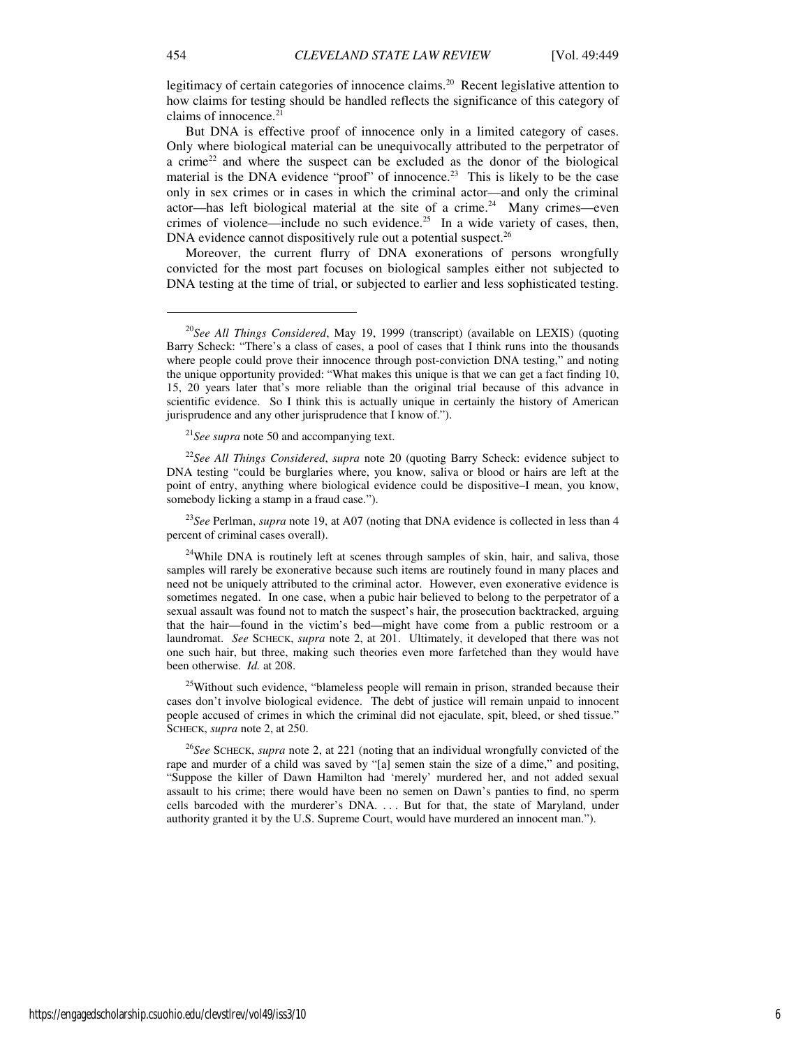legitimacy of certain categories of innocence claims.[20] Recent legislative attention to how claims for testing should be handled reflects the significance of this category of claims of innocence.[21]

But DNA is effective proof of innocence only in a limited category of cases. Only where biological material can be unequivocally attributed to the perpetrator of a crime[22] and where the suspect can be excluded as the donor of the biological material is the DNA evidence "proof" of innocence.[23] This is likely to be the case only in sex crimes or in cases in which the criminal actor—and only the criminal actor—has left biological material at the site of a crime.[24] Many crimes—even crimes of violence—include no such evidence.[25] In a wide variety of cases, then, DNA evidence cannot dispositively rule out a potential suspect.[26]

Moreover, the current flurry of DNA exonerations of persons wrongfully convicted for the most part focuses on biological samples either not subjected to DNA testing at the time of trial, or subjected to earlier and less sophisticated testing.

---

[20]*See All Things Considered*, May 19, 1999 (transcript) (available on LEXIS) (quoting Barry Scheck: "There's a class of cases, a pool of cases that I think runs into the thousands where people could prove their innocence through post-conviction DNA testing," and noting the unique opportunity provided: "What makes this unique is that we can get a fact finding 10, 15, 20 years later that's more reliable than the original trial because of this advance in scientific evidence. So I think this is actually unique in certainly the history of American jurisprudence and any other jurisprudence that I know of.").

[21]*See supra* note 50 and accompanying text.

[22]*See All Things Considered*, *supra* note 20 (quoting Barry Scheck: evidence subject to DNA testing "could be burglaries where, you know, saliva or blood or hairs are left at the point of entry, anything where biological evidence could be dispositive–I mean, you know, somebody licking a stamp in a fraud case.").

[23]*See* Perlman, *supra* note 19, at A07 (noting that DNA evidence is collected in less than 4 percent of criminal cases overall).

[24]While DNA is routinely left at scenes through samples of skin, hair, and saliva, those samples will rarely be exonerative because such items are routinely found in many places and need not be uniquely attributed to the criminal actor. However, even exonerative evidence is sometimes negated. In one case, when a pubic hair believed to belong to the perpetrator of a sexual assault was found not to match the suspect's hair, the prosecution backtracked, arguing that the hair—found in the victim's bed—might have come from a public restroom or a laundromat. *See* SCHECK, *supra* note 2, at 201. Ultimately, it developed that there was not one such hair, but three, making such theories even more farfetched than they would have been otherwise. *Id.* at 208.

[25]Without such evidence, "blameless people will remain in prison, stranded because their cases don't involve biological evidence. The debt of justice will remain unpaid to innocent people accused of crimes in which the criminal did not ejaculate, spit, bleed, or shed tissue." SCHECK, *supra* note 2, at 250.

[26]*See* SCHECK, *supra* note 2, at 221 (noting that an individual wrongfully convicted of the rape and murder of a child was saved by "[a] semen stain the size of a dime," and positing, "Suppose the killer of Dawn Hamilton had 'merely' murdered her, and not added sexual assault to his crime; there would have been no semen on Dawn's panties to find, no sperm cells barcoded with the murderer's DNA. . . . But for that, the state of Maryland, under authority granted it by the U.S. Supreme Court, would have murdered an innocent man.").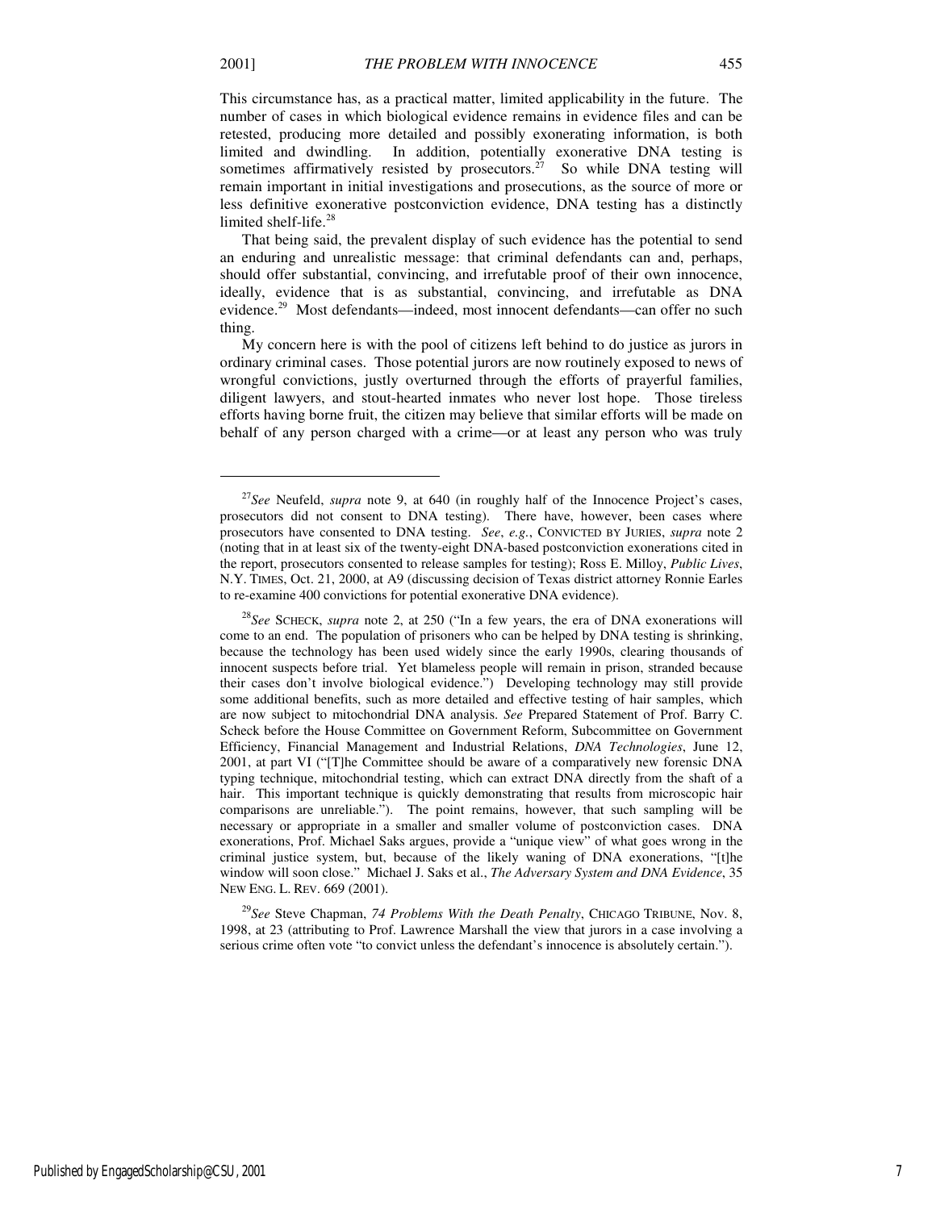This circumstance has, as a practical matter, limited applicability in the future. The number of cases in which biological evidence remains in evidence files and can be retested, producing more detailed and possibly exonerating information, is both limited and dwindling. In addition, potentially exonerative DNA testing is sometimes affirmatively resisted by prosecutors.[27] So while DNA testing will remain important in initial investigations and prosecutions, as the source of more or less definitive exonerative postconviction evidence, DNA testing has a distinctly limited shelf-life.[28]

That being said, the prevalent display of such evidence has the potential to send an enduring and unrealistic message: that criminal defendants can and, perhaps, should offer substantial, convincing, and irrefutable proof of their own innocence, ideally, evidence that is as substantial, convincing, and irrefutable as DNA evidence.[29] Most defendants—indeed, most innocent defendants—can offer no such thing.

My concern here is with the pool of citizens left behind to do justice as jurors in ordinary criminal cases. Those potential jurors are now routinely exposed to news of wrongful convictions, justly overturned through the efforts of prayerful families, diligent lawyers, and stout-hearted inmates who never lost hope. Those tireless efforts having borne fruit, the citizen may believe that similar efforts will be made on behalf of any person charged with a crime—or at least any person who was truly

---

[27]*See* Neufeld, *supra* note 9, at 640 (in roughly half of the Innocence Project's cases, prosecutors did not consent to DNA testing). There have, however, been cases where prosecutors have consented to DNA testing. *See*, *e.g.*, CONVICTED BY JURIES, *supra* note 2 (noting that in at least six of the twenty-eight DNA-based postconviction exonerations cited in the report, prosecutors consented to release samples for testing); Ross E. Milloy, *Public Lives*, N.Y. TIMES, Oct. 21, 2000, at A9 (discussing decision of Texas district attorney Ronnie Earles to re-examine 400 convictions for potential exonerative DNA evidence).

[28]*See* SCHECK, *supra* note 2, at 250 ("In a few years, the era of DNA exonerations will come to an end. The population of prisoners who can be helped by DNA testing is shrinking, because the technology has been used widely since the early 1990s, clearing thousands of innocent suspects before trial. Yet blameless people will remain in prison, stranded because their cases don't involve biological evidence.") Developing technology may still provide some additional benefits, such as more detailed and effective testing of hair samples, which are now subject to mitochondrial DNA analysis. *See* Prepared Statement of Prof. Barry C. Scheck before the House Committee on Government Reform, Subcommittee on Government Efficiency, Financial Management and Industrial Relations, *DNA Technologies*, June 12, 2001, at part VI ("[T]he Committee should be aware of a comparatively new forensic DNA typing technique, mitochondrial testing, which can extract DNA directly from the shaft of a hair. This important technique is quickly demonstrating that results from microscopic hair comparisons are unreliable."). The point remains, however, that such sampling will be necessary or appropriate in a smaller and smaller volume of postconviction cases. DNA exonerations, Prof. Michael Saks argues, provide a "unique view" of what goes wrong in the criminal justice system, but, because of the likely waning of DNA exonerations, "[t]he window will soon close." Michael J. Saks et al., *The Adversary System and DNA Evidence*, 35 NEW ENG. L. REV. 669 (2001).

[29]*See* Steve Chapman, *74 Problems With the Death Penalty*, CHICAGO TRIBUNE, Nov. 8, 1998, at 23 (attributing to Prof. Lawrence Marshall the view that jurors in a case involving a serious crime often vote "to convict unless the defendant's innocence is absolutely certain.").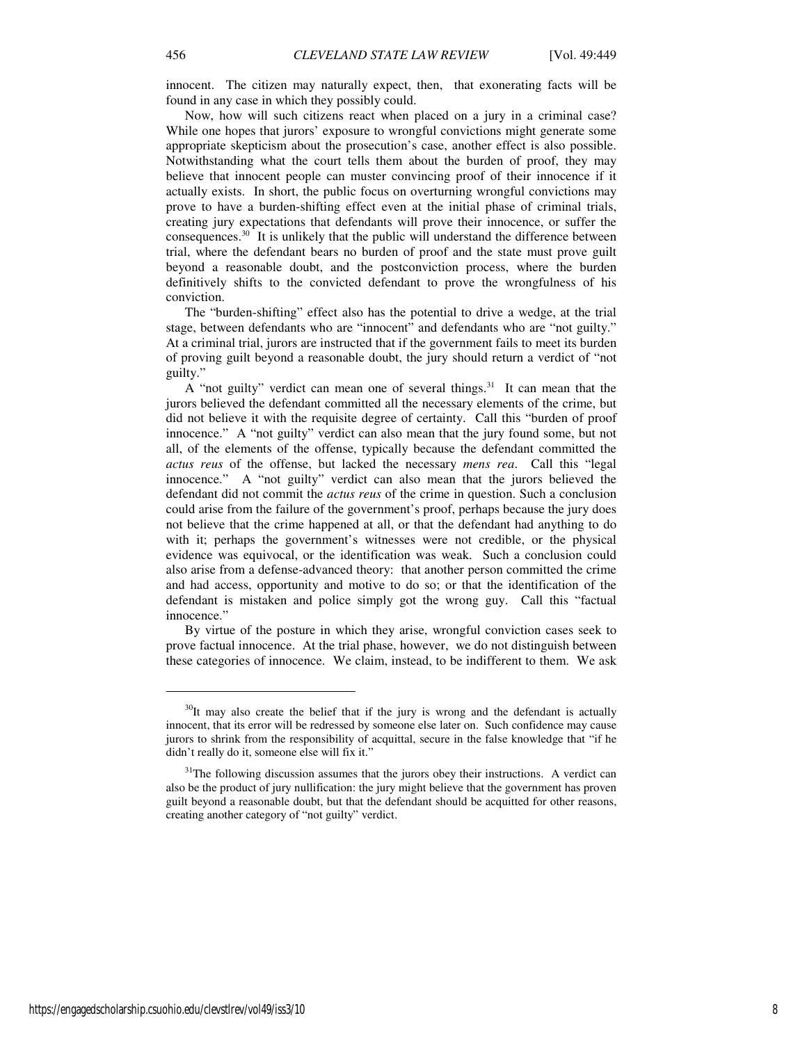innocent. The citizen may naturally expect, then, that exonerating facts will be found in any case in which they possibly could.

Now, how will such citizens react when placed on a jury in a criminal case? While one hopes that jurors' exposure to wrongful convictions might generate some appropriate skepticism about the prosecution's case, another effect is also possible. Notwithstanding what the court tells them about the burden of proof, they may believe that innocent people can muster convincing proof of their innocence if it actually exists. In short, the public focus on overturning wrongful convictions may prove to have a burden-shifting effect even at the initial phase of criminal trials, creating jury expectations that defendants will prove their innocence, or suffer the consequences.[30] It is unlikely that the public will understand the difference between trial, where the defendant bears no burden of proof and the state must prove guilt beyond a reasonable doubt, and the postconviction process, where the burden definitively shifts to the convicted defendant to prove the wrongfulness of his conviction.

The "burden-shifting" effect also has the potential to drive a wedge, at the trial stage, between defendants who are "innocent" and defendants who are "not guilty." At a criminal trial, jurors are instructed that if the government fails to meet its burden of proving guilt beyond a reasonable doubt, the jury should return a verdict of "not guilty."

A "not guilty" verdict can mean one of several things.[31] It can mean that the jurors believed the defendant committed all the necessary elements of the crime, but did not believe it with the requisite degree of certainty. Call this "burden of proof innocence." A "not guilty" verdict can also mean that the jury found some, but not all, of the elements of the offense, typically because the defendant committed the *actus reus* of the offense, but lacked the necessary *mens rea*. Call this "legal innocence." A "not guilty" verdict can also mean that the jurors believed the defendant did not commit the *actus reus* of the crime in question. Such a conclusion could arise from the failure of the government's proof, perhaps because the jury does not believe that the crime happened at all, or that the defendant had anything to do with it; perhaps the government's witnesses were not credible, or the physical evidence was equivocal, or the identification was weak. Such a conclusion could also arise from a defense-advanced theory: that another person committed the crime and had access, opportunity and motive to do so; or that the identification of the defendant is mistaken and police simply got the wrong guy. Call this "factual innocence."

By virtue of the posture in which they arise, wrongful conviction cases seek to prove factual innocence. At the trial phase, however, we do not distinguish between these categories of innocence. We claim, instead, to be indifferent to them. We ask

---

[30] It may also create the belief that if the jury is wrong and the defendant is actually innocent, that its error will be redressed by someone else later on. Such confidence may cause jurors to shrink from the responsibility of acquittal, secure in the false knowledge that "if he didn't really do it, someone else will fix it."

[31] The following discussion assumes that the jurors obey their instructions. A verdict can also be the product of jury nullification: the jury might believe that the government has proven guilt beyond a reasonable doubt, but that the defendant should be acquitted for other reasons, creating another category of "not guilty" verdict.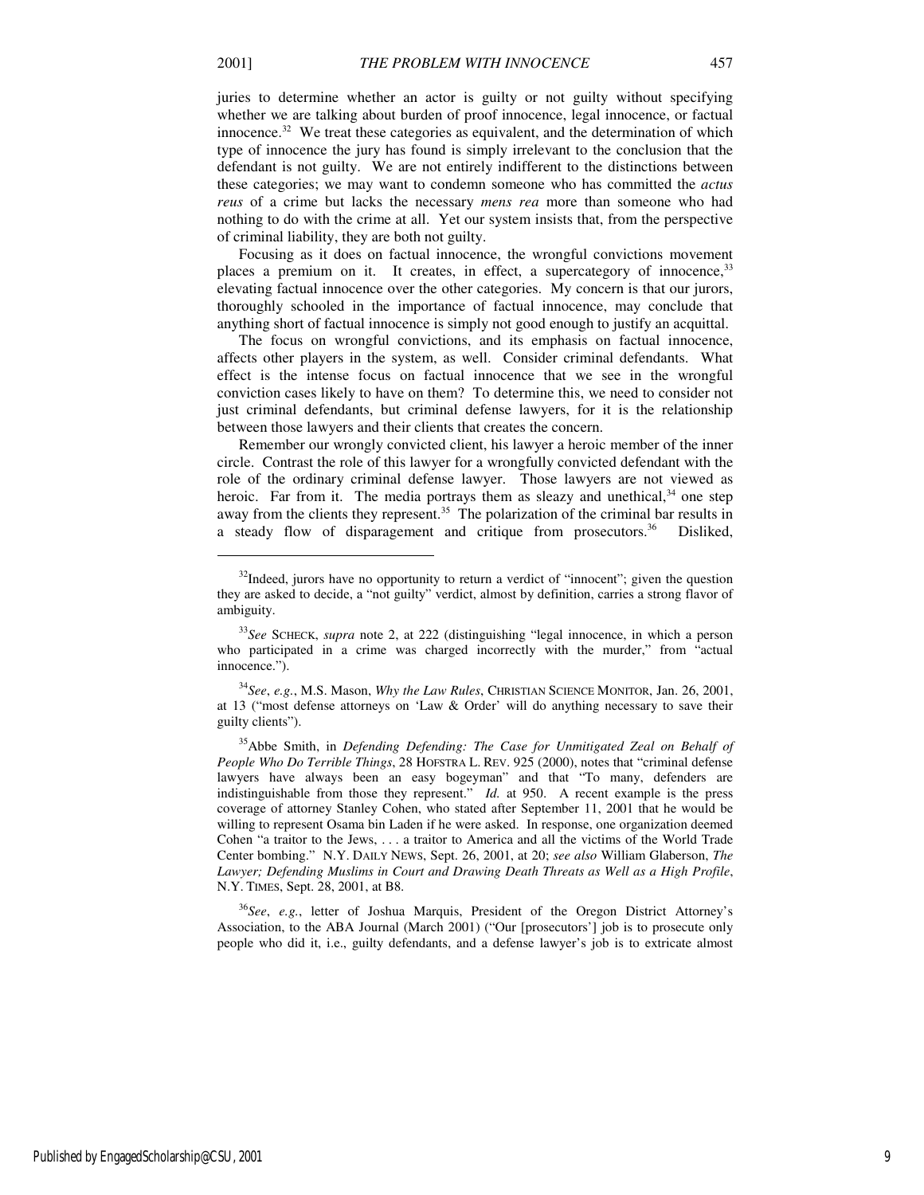juries to determine whether an actor is guilty or not guilty without specifying whether we are talking about burden of proof innocence, legal innocence, or factual innocence.[32] We treat these categories as equivalent, and the determination of which type of innocence the jury has found is simply irrelevant to the conclusion that the defendant is not guilty. We are not entirely indifferent to the distinctions between these categories; we may want to condemn someone who has committed the *actus reus* of a crime but lacks the necessary *mens rea* more than someone who had nothing to do with the crime at all. Yet our system insists that, from the perspective of criminal liability, they are both not guilty.

Focusing as it does on factual innocence, the wrongful convictions movement places a premium on it. It creates, in effect, a supercategory of innocence,[33] elevating factual innocence over the other categories. My concern is that our jurors, thoroughly schooled in the importance of factual innocence, may conclude that anything short of factual innocence is simply not good enough to justify an acquittal.

The focus on wrongful convictions, and its emphasis on factual innocence, affects other players in the system, as well. Consider criminal defendants. What effect is the intense focus on factual innocence that we see in the wrongful conviction cases likely to have on them? To determine this, we need to consider not just criminal defendants, but criminal defense lawyers, for it is the relationship between those lawyers and their clients that creates the concern.

Remember our wrongly convicted client, his lawyer a heroic member of the inner circle. Contrast the role of this lawyer for a wrongfully convicted defendant with the role of the ordinary criminal defense lawyer. Those lawyers are not viewed as heroic. Far from it. The media portrays them as sleazy and unethical,[34] one step away from the clients they represent.[35] The polarization of the criminal bar results in a steady flow of disparagement and critique from prosecutors.[36] Disliked,

---

[32]Indeed, jurors have no opportunity to return a verdict of "innocent"; given the question they are asked to decide, a "not guilty" verdict, almost by definition, carries a strong flavor of ambiguity.

[33]*See* SCHECK, *supra* note 2, at 222 (distinguishing "legal innocence, in which a person who participated in a crime was charged incorrectly with the murder," from "actual innocence.").

[34]*See, e.g.*, M.S. Mason, *Why the Law Rules*, CHRISTIAN SCIENCE MONITOR, Jan. 26, 2001, at 13 ("most defense attorneys on 'Law & Order' will do anything necessary to save their guilty clients").

[35]Abbe Smith, in *Defending Defending: The Case for Unmitigated Zeal on Behalf of People Who Do Terrible Things*, 28 HOFSTRA L. REV. 925 (2000), notes that "criminal defense lawyers have always been an easy bogeyman" and that "To many, defenders are indistinguishable from those they represent." *Id.* at 950. A recent example is the press coverage of attorney Stanley Cohen, who stated after September 11, 2001 that he would be willing to represent Osama bin Laden if he were asked. In response, one organization deemed Cohen "a traitor to the Jews, . . . a traitor to America and all the victims of the World Trade Center bombing." N.Y. DAILY NEWS, Sept. 26, 2001, at 20; *see also* William Glaberson, *The Lawyer; Defending Muslims in Court and Drawing Death Threats as Well as a High Profile*, N.Y. TIMES, Sept. 28, 2001, at B8.

[36]*See, e.g.*, letter of Joshua Marquis, President of the Oregon District Attorney's Association, to the ABA Journal (March 2001) ("Our [prosecutors'] job is to prosecute only people who did it, i.e., guilty defendants, and a defense lawyer's job is to extricate almost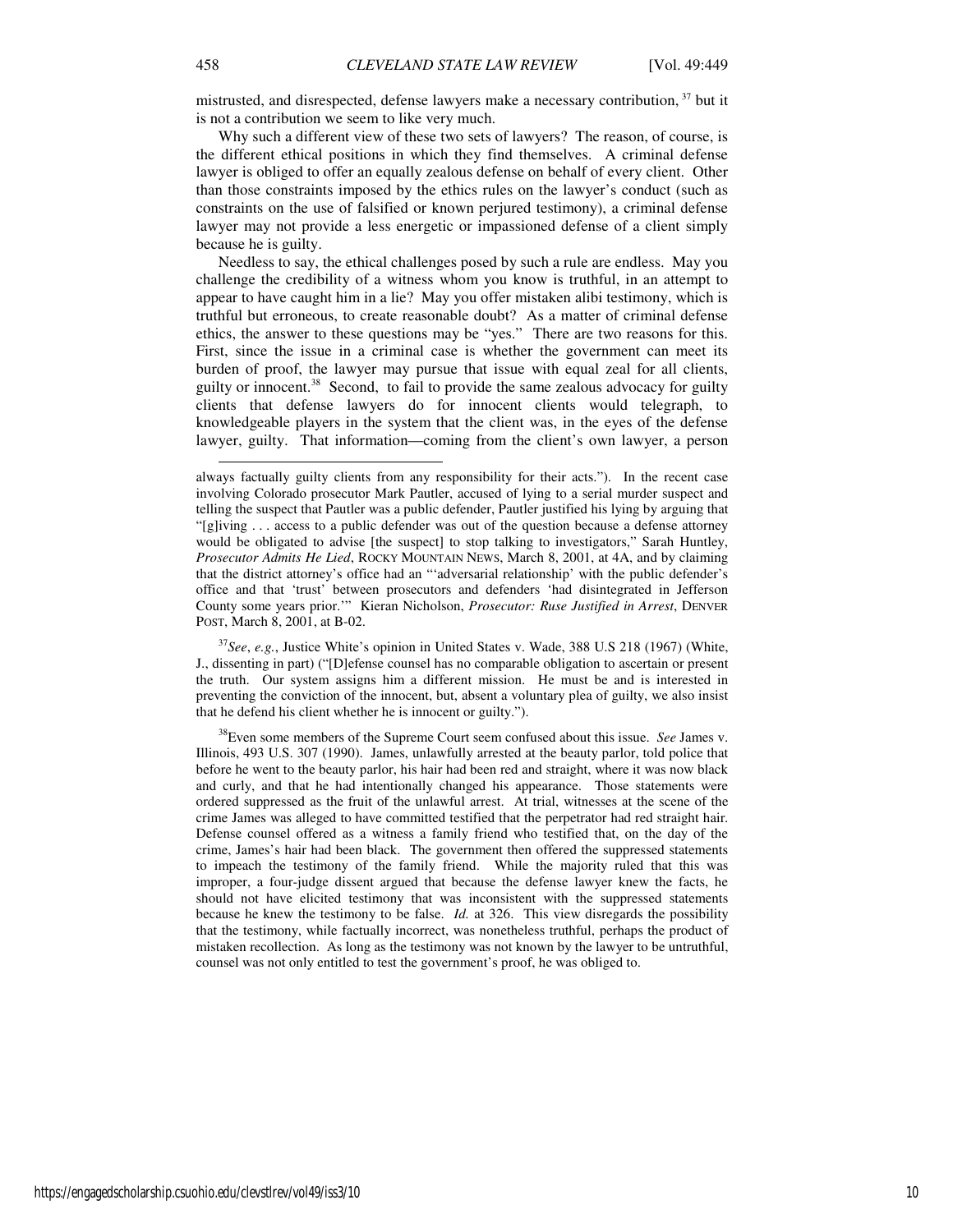mistrusted, and disrespected, defense lawyers make a necessary contribution,[37] but it is not a contribution we seem to like very much.

Why such a different view of these two sets of lawyers? The reason, of course, is the different ethical positions in which they find themselves. A criminal defense lawyer is obliged to offer an equally zealous defense on behalf of every client. Other than those constraints imposed by the ethics rules on the lawyer's conduct (such as constraints on the use of falsified or known perjured testimony), a criminal defense lawyer may not provide a less energetic or impassioned defense of a client simply because he is guilty.

Needless to say, the ethical challenges posed by such a rule are endless. May you challenge the credibility of a witness whom you know is truthful, in an attempt to appear to have caught him in a lie? May you offer mistaken alibi testimony, which is truthful but erroneous, to create reasonable doubt? As a matter of criminal defense ethics, the answer to these questions may be "yes." There are two reasons for this. First, since the issue in a criminal case is whether the government can meet its burden of proof, the lawyer may pursue that issue with equal zeal for all clients, guilty or innocent.[38] Second, to fail to provide the same zealous advocacy for guilty clients that defense lawyers do for innocent clients would telegraph, to knowledgeable players in the system that the client was, in the eyes of the defense lawyer, guilty. That information—coming from the client's own lawyer, a person

---

always factually guilty clients from any responsibility for their acts."). In the recent case involving Colorado prosecutor Mark Pautler, accused of lying to a serial murder suspect and telling the suspect that Pautler was a public defender, Pautler justified his lying by arguing that "[g]iving . . . access to a public defender was out of the question because a defense attorney would be obligated to advise [the suspect] to stop talking to investigators," Sarah Huntley, *Prosecutor Admits He Lied*, ROCKY MOUNTAIN NEWS, March 8, 2001, at 4A, and by claiming that the district attorney's office had an "'adversarial relationship' with the public defender's office and that 'trust' between prosecutors and defenders 'had disintegrated in Jefferson County some years prior.'" Kieran Nicholson, *Prosecutor: Ruse Justified in Arrest*, DENVER POST, March 8, 2001, at B-02.

[37] *See, e.g.*, Justice White's opinion in United States v. Wade, 388 U.S 218 (1967) (White, J., dissenting in part) ("[D]efense counsel has no comparable obligation to ascertain or present the truth. Our system assigns him a different mission. He must be and is interested in preventing the conviction of the innocent, but, absent a voluntary plea of guilty, we also insist that he defend his client whether he is innocent or guilty.").

[38] Even some members of the Supreme Court seem confused about this issue. *See* James v. Illinois, 493 U.S. 307 (1990). James, unlawfully arrested at the beauty parlor, told police that before he went to the beauty parlor, his hair had been red and straight, where it was now black and curly, and that he had intentionally changed his appearance. Those statements were ordered suppressed as the fruit of the unlawful arrest. At trial, witnesses at the scene of the crime James was alleged to have committed testified that the perpetrator had red straight hair. Defense counsel offered as a witness a family friend who testified that, on the day of the crime, James's hair had been black. The government then offered the suppressed statements to impeach the testimony of the family friend. While the majority ruled that this was improper, a four-judge dissent argued that because the defense lawyer knew the facts, he should not have elicited testimony that was inconsistent with the suppressed statements because he knew the testimony to be false. *Id.* at 326. This view disregards the possibility that the testimony, while factually incorrect, was nonetheless truthful, perhaps the product of mistaken recollection. As long as the testimony was not known by the lawyer to be untruthful, counsel was not only entitled to test the government's proof, he was obliged to.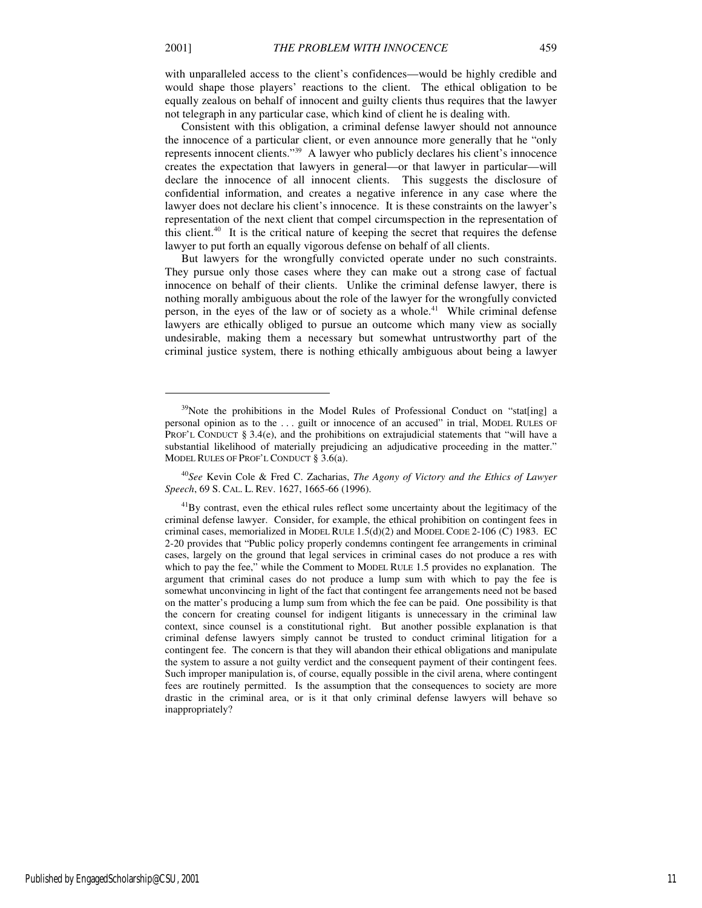with unparalleled access to the client's confidences—would be highly credible and would shape those players' reactions to the client. The ethical obligation to be equally zealous on behalf of innocent and guilty clients thus requires that the lawyer not telegraph in any particular case, which kind of client he is dealing with.

Consistent with this obligation, a criminal defense lawyer should not announce the innocence of a particular client, or even announce more generally that he "only represents innocent clients."[39] A lawyer who publicly declares his client's innocence creates the expectation that lawyers in general—or that lawyer in particular—will declare the innocence of all innocent clients. This suggests the disclosure of confidential information, and creates a negative inference in any case where the lawyer does not declare his client's innocence. It is these constraints on the lawyer's representation of the next client that compel circumspection in the representation of this client.[40] It is the critical nature of keeping the secret that requires the defense lawyer to put forth an equally vigorous defense on behalf of all clients.

But lawyers for the wrongfully convicted operate under no such constraints. They pursue only those cases where they can make out a strong case of factual innocence on behalf of their clients. Unlike the criminal defense lawyer, there is nothing morally ambiguous about the role of the lawyer for the wrongfully convicted person, in the eyes of the law or of society as a whole.[41] While criminal defense lawyers are ethically obliged to pursue an outcome which many view as socially undesirable, making them a necessary but somewhat untrustworthy part of the criminal justice system, there is nothing ethically ambiguous about being a lawyer

---

[39]Note the prohibitions in the Model Rules of Professional Conduct on "stat[ing] a personal opinion as to the . . . guilt or innocence of an accused" in trial, MODEL RULES OF PROF'L CONDUCT § 3.4(e), and the prohibitions on extrajudicial statements that "will have a substantial likelihood of materially prejudicing an adjudicative proceeding in the matter." MODEL RULES OF PROF'L CONDUCT § 3.6(a).

[40]*See* Kevin Cole & Fred C. Zacharias, *The Agony of Victory and the Ethics of Lawyer Speech*, 69 S. CAL. L. REV. 1627, 1665-66 (1996).

[41]By contrast, even the ethical rules reflect some uncertainty about the legitimacy of the criminal defense lawyer. Consider, for example, the ethical prohibition on contingent fees in criminal cases, memorialized in MODEL RULE 1.5(d)(2) and MODEL CODE 2-106 (C) 1983. EC 2-20 provides that "Public policy properly condemns contingent fee arrangements in criminal cases, largely on the ground that legal services in criminal cases do not produce a res with which to pay the fee," while the Comment to MODEL RULE 1.5 provides no explanation. The argument that criminal cases do not produce a lump sum with which to pay the fee is somewhat unconvincing in light of the fact that contingent fee arrangements need not be based on the matter's producing a lump sum from which the fee can be paid. One possibility is that the concern for creating counsel for indigent litigants is unnecessary in the criminal law context, since counsel is a constitutional right. But another possible explanation is that criminal defense lawyers simply cannot be trusted to conduct criminal litigation for a contingent fee. The concern is that they will abandon their ethical obligations and manipulate the system to assure a not guilty verdict and the consequent payment of their contingent fees. Such improper manipulation is, of course, equally possible in the civil arena, where contingent fees are routinely permitted. Is the assumption that the consequences to society are more drastic in the criminal area, or is it that only criminal defense lawyers will behave so inappropriately?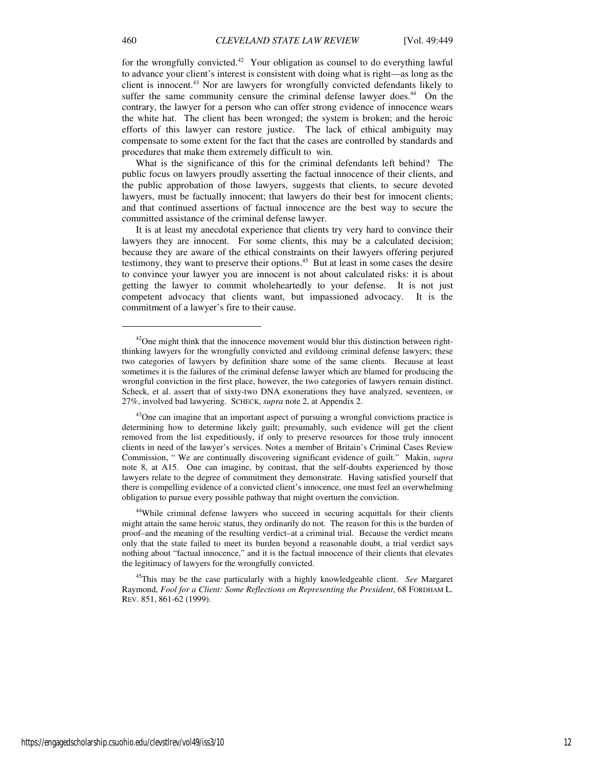for the wrongfully convicted.[42] Your obligation as counsel to do everything lawful to advance your client's interest is consistent with doing what is right—as long as the client is innocent.[43] Nor are lawyers for wrongfully convicted defendants likely to suffer the same community censure the criminal defense lawyer does.[44] On the contrary, the lawyer for a person who can offer strong evidence of innocence wears the white hat. The client has been wronged; the system is broken; and the heroic efforts of this lawyer can restore justice. The lack of ethical ambiguity may compensate to some extent for the fact that the cases are controlled by standards and procedures that make them extremely difficult to win.

What is the significance of this for the criminal defendants left behind? The public focus on lawyers proudly asserting the factual innocence of their clients, and the public approbation of those lawyers, suggests that clients, to secure devoted lawyers, must be factually innocent; that lawyers do their best for innocent clients; and that continued assertions of factual innocence are the best way to secure the committed assistance of the criminal defense lawyer.

It is at least my anecdotal experience that clients try very hard to convince their lawyers they are innocent. For some clients, this may be a calculated decision; because they are aware of the ethical constraints on their lawyers offering perjured testimony, they want to preserve their options.[45] But at least in some cases the desire to convince your lawyer you are innocent is not about calculated risks: it is about getting the lawyer to commit wholeheartedly to your defense. It is not just competent advocacy that clients want, but impassioned advocacy. It is the commitment of a lawyer's fire to their cause.

---

[42]One might think that the innocence movement would blur this distinction between right-thinking lawyers for the wrongfully convicted and evildoing criminal defense lawyers; these two categories of lawyers by definition share some of the same clients. Because at least sometimes it is the failures of the criminal defense lawyer which are blamed for producing the wrongful conviction in the first place, however, the two categories of lawyers remain distinct. Scheck, et al. assert that of sixty-two DNA exonerations they have analyzed, seventeen, or 27%, involved bad lawyering. SCHECK, *supra* note 2, at Appendix 2.

[43]One can imagine that an important aspect of pursuing a wrongful convictions practice is determining how to determine likely guilt; presumably, such evidence will get the client removed from the list expeditiously, if only to preserve resources for those truly innocent clients in need of the lawyer's services. Notes a member of Britain's Criminal Cases Review Commission, " We are continually discovering significant evidence of guilt." Makin, *supra* note 8, at A15. One can imagine, by contrast, that the self-doubts experienced by those lawyers relate to the degree of commitment they demonstrate. Having satisfied yourself that there is compelling evidence of a convicted client's innocence, one must feel an overwhelming obligation to pursue every possible pathway that might overturn the conviction.

[44]While criminal defense lawyers who succeed in securing acquittals for their clients might attain the same heroic status, they ordinarily do not. The reason for this is the burden of proof–and the meaning of the resulting verdict–at a criminal trial. Because the verdict means only that the state failed to meet its burden beyond a reasonable doubt, a trial verdict says nothing about "factual innocence," and it is the factual innocence of their clients that elevates the legitimacy of lawyers for the wrongfully convicted.

[45]This may be the case particularly with a highly knowledgeable client. *See* Margaret Raymond, *Fool for a Client: Some Reflections on Representing the President*, 68 FORDHAM L. REV. 851, 861-62 (1999).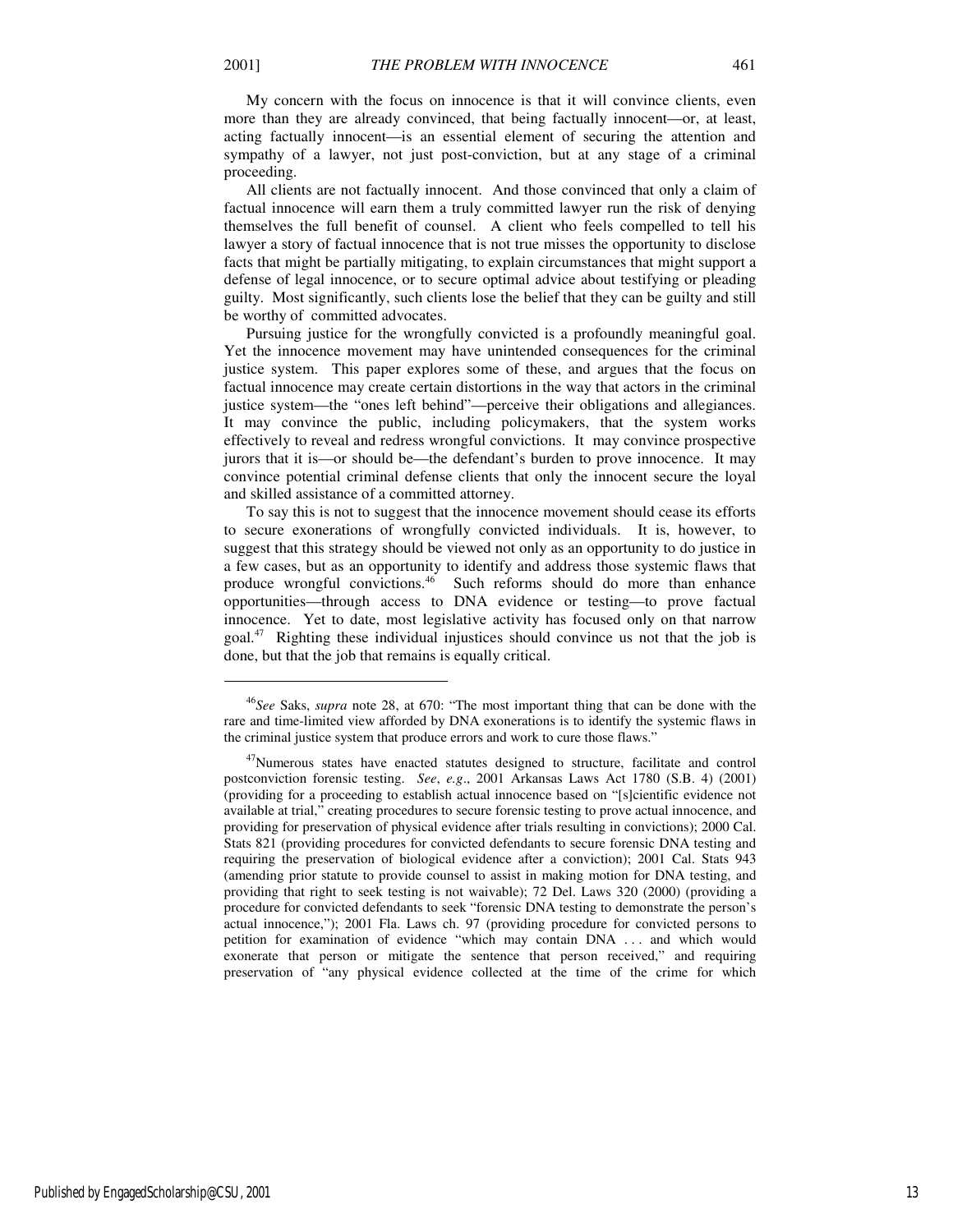My concern with the focus on innocence is that it will convince clients, even more than they are already convinced, that being factually innocent—or, at least, acting factually innocent—is an essential element of securing the attention and sympathy of a lawyer, not just post-conviction, but at any stage of a criminal proceeding.

All clients are not factually innocent. And those convinced that only a claim of factual innocence will earn them a truly committed lawyer run the risk of denying themselves the full benefit of counsel. A client who feels compelled to tell his lawyer a story of factual innocence that is not true misses the opportunity to disclose facts that might be partially mitigating, to explain circumstances that might support a defense of legal innocence, or to secure optimal advice about testifying or pleading guilty. Most significantly, such clients lose the belief that they can be guilty and still be worthy of committed advocates.

Pursuing justice for the wrongfully convicted is a profoundly meaningful goal. Yet the innocence movement may have unintended consequences for the criminal justice system. This paper explores some of these, and argues that the focus on factual innocence may create certain distortions in the way that actors in the criminal justice system—the "ones left behind"—perceive their obligations and allegiances. It may convince the public, including policymakers, that the system works effectively to reveal and redress wrongful convictions. It may convince prospective jurors that it is—or should be—the defendant's burden to prove innocence. It may convince potential criminal defense clients that only the innocent secure the loyal and skilled assistance of a committed attorney.

To say this is not to suggest that the innocence movement should cease its efforts to secure exonerations of wrongfully convicted individuals. It is, however, to suggest that this strategy should be viewed not only as an opportunity to do justice in a few cases, but as an opportunity to identify and address those systemic flaws that produce wrongful convictions.[46] Such reforms should do more than enhance opportunities—through access to DNA evidence or testing—to prove factual innocence. Yet to date, most legislative activity has focused only on that narrow goal.[47] Righting these individual injustices should convince us not that the job is done, but that the job that remains is equally critical.

---

[46]*See* Saks, *supra* note 28, at 670: "The most important thing that can be done with the rare and time-limited view afforded by DNA exonerations is to identify the systemic flaws in the criminal justice system that produce errors and work to cure those flaws."

[47]Numerous states have enacted statutes designed to structure, facilitate and control postconviction forensic testing. *See*, *e.g*., 2001 Arkansas Laws Act 1780 (S.B. 4) (2001) (providing for a proceeding to establish actual innocence based on "[s]cientific evidence not available at trial," creating procedures to secure forensic testing to prove actual innocence, and providing for preservation of physical evidence after trials resulting in convictions); 2000 Cal. Stats 821 (providing procedures for convicted defendants to secure forensic DNA testing and requiring the preservation of biological evidence after a conviction); 2001 Cal. Stats 943 (amending prior statute to provide counsel to assist in making motion for DNA testing, and providing that right to seek testing is not waivable); 72 Del. Laws 320 (2000) (providing a procedure for convicted defendants to seek "forensic DNA testing to demonstrate the person's actual innocence,"); 2001 Fla. Laws ch. 97 (providing procedure for convicted persons to petition for examination of evidence "which may contain DNA . . . and which would exonerate that person or mitigate the sentence that person received," and requiring preservation of "any physical evidence collected at the time of the crime for which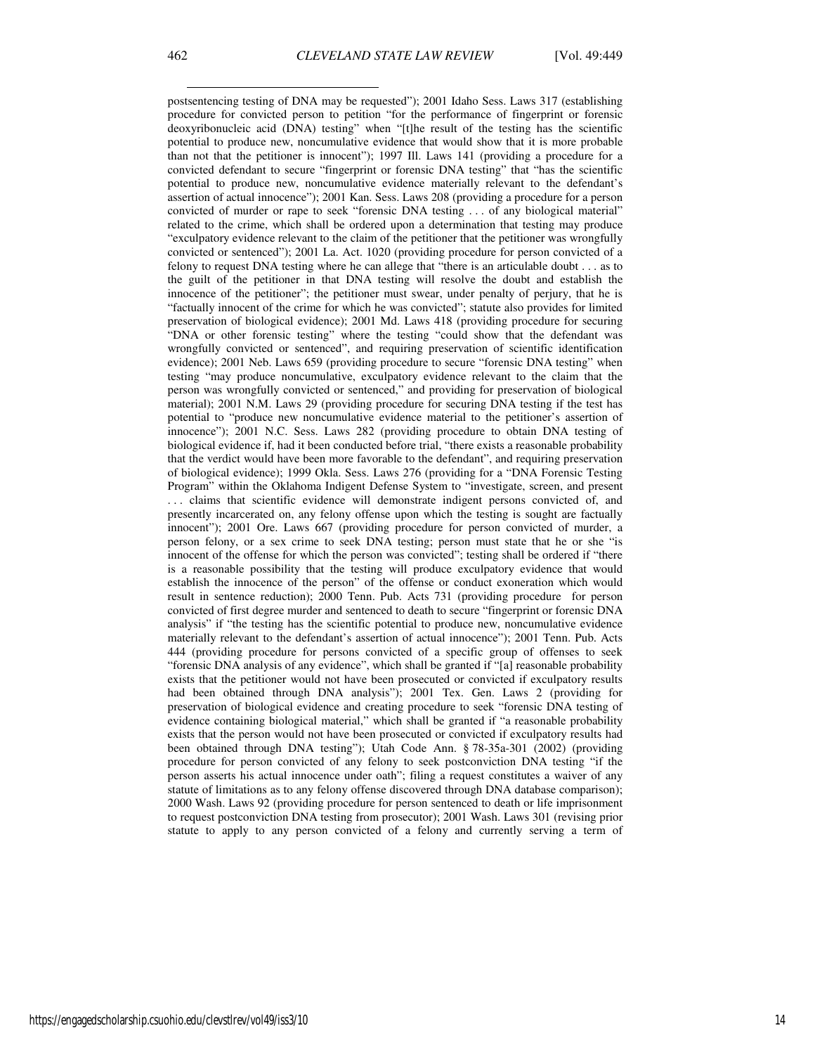postsentencing testing of DNA may be requested"); 2001 Idaho Sess. Laws 317 (establishing procedure for convicted person to petition "for the performance of fingerprint or forensic deoxyribonucleic acid (DNA) testing" when "[t]he result of the testing has the scientific potential to produce new, noncumulative evidence that would show that it is more probable than not that the petitioner is innocent"); 1997 Ill. Laws 141 (providing a procedure for a convicted defendant to secure "fingerprint or forensic DNA testing" that "has the scientific potential to produce new, noncumulative evidence materially relevant to the defendant's assertion of actual innocence"); 2001 Kan. Sess. Laws 208 (providing a procedure for a person convicted of murder or rape to seek "forensic DNA testing . . . of any biological material" related to the crime, which shall be ordered upon a determination that testing may produce "exculpatory evidence relevant to the claim of the petitioner that the petitioner was wrongfully convicted or sentenced"); 2001 La. Act. 1020 (providing procedure for person convicted of a felony to request DNA testing where he can allege that "there is an articulable doubt . . . as to the guilt of the petitioner in that DNA testing will resolve the doubt and establish the innocence of the petitioner"; the petitioner must swear, under penalty of perjury, that he is "factually innocent of the crime for which he was convicted"; statute also provides for limited preservation of biological evidence); 2001 Md. Laws 418 (providing procedure for securing "DNA or other forensic testing" where the testing "could show that the defendant was wrongfully convicted or sentenced", and requiring preservation of scientific identification evidence); 2001 Neb. Laws 659 (providing procedure to secure "forensic DNA testing" when testing "may produce noncumulative, exculpatory evidence relevant to the claim that the person was wrongfully convicted or sentenced," and providing for preservation of biological material); 2001 N.M. Laws 29 (providing procedure for securing DNA testing if the test has potential to "produce new noncumulative evidence material to the petitioner's assertion of innocence"); 2001 N.C. Sess. Laws 282 (providing procedure to obtain DNA testing of biological evidence if, had it been conducted before trial, "there exists a reasonable probability that the verdict would have been more favorable to the defendant", and requiring preservation of biological evidence); 1999 Okla. Sess. Laws 276 (providing for a "DNA Forensic Testing Program" within the Oklahoma Indigent Defense System to "investigate, screen, and present . . . claims that scientific evidence will demonstrate indigent persons convicted of, and presently incarcerated on, any felony offense upon which the testing is sought are factually innocent"); 2001 Ore. Laws 667 (providing procedure for person convicted of murder, a person felony, or a sex crime to seek DNA testing; person must state that he or she "is innocent of the offense for which the person was convicted"; testing shall be ordered if "there is a reasonable possibility that the testing will produce exculpatory evidence that would establish the innocence of the person" of the offense or conduct exoneration which would result in sentence reduction); 2000 Tenn. Pub. Acts 731 (providing procedure for person convicted of first degree murder and sentenced to death to secure "fingerprint or forensic DNA analysis" if "the testing has the scientific potential to produce new, noncumulative evidence materially relevant to the defendant's assertion of actual innocence"); 2001 Tenn. Pub. Acts 444 (providing procedure for persons convicted of a specific group of offenses to seek "forensic DNA analysis of any evidence", which shall be granted if "[a] reasonable probability exists that the petitioner would not have been prosecuted or convicted if exculpatory results had been obtained through DNA analysis"); 2001 Tex. Gen. Laws 2 (providing for preservation of biological evidence and creating procedure to seek "forensic DNA testing of evidence containing biological material," which shall be granted if "a reasonable probability exists that the person would not have been prosecuted or convicted if exculpatory results had been obtained through DNA testing"); Utah Code Ann. § 78-35a-301 (2002) (providing procedure for person convicted of any felony to seek postconviction DNA testing "if the person asserts his actual innocence under oath"; filing a request constitutes a waiver of any statute of limitations as to any felony offense discovered through DNA database comparison); 2000 Wash. Laws 92 (providing procedure for person sentenced to death or life imprisonment to request postconviction DNA testing from prosecutor); 2001 Wash. Laws 301 (revising prior statute to apply to any person convicted of a felony and currently serving a term of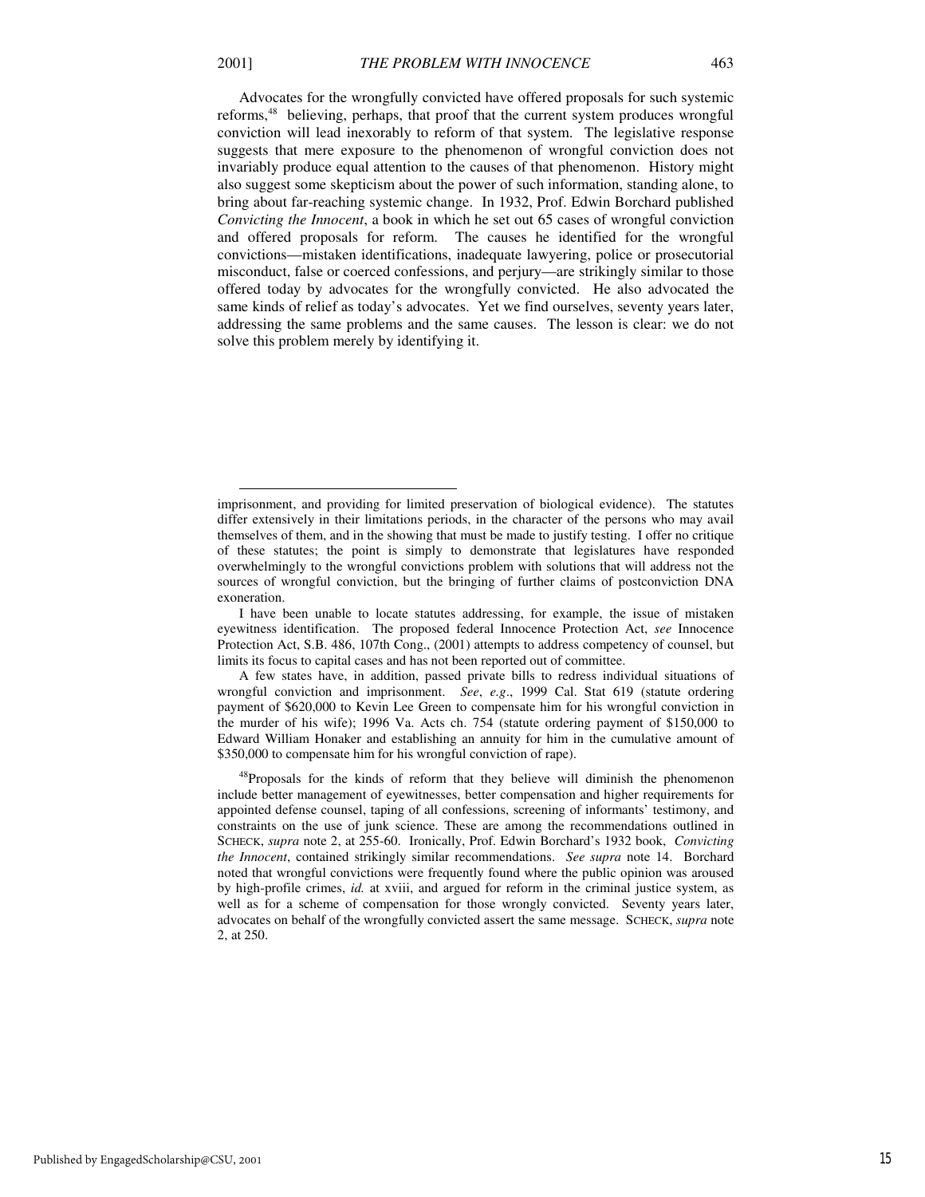Advocates for the wrongfully convicted have offered proposals for such systemic reforms,[48] believing, perhaps, that proof that the current system produces wrongful conviction will lead inexorably to reform of that system. The legislative response suggests that mere exposure to the phenomenon of wrongful conviction does not invariably produce equal attention to the causes of that phenomenon. History might also suggest some skepticism about the power of such information, standing alone, to bring about far-reaching systemic change. In 1932, Prof. Edwin Borchard published *Convicting the Innocent*, a book in which he set out 65 cases of wrongful conviction and offered proposals for reform. The causes he identified for the wrongful convictions—mistaken identifications, inadequate lawyering, police or prosecutorial misconduct, false or coerced confessions, and perjury—are strikingly similar to those offered today by advocates for the wrongfully convicted. He also advocated the same kinds of relief as today's advocates. Yet we find ourselves, seventy years later, addressing the same problems and the same causes. The lesson is clear: we do not solve this problem merely by identifying it.

---

imprisonment, and providing for limited preservation of biological evidence). The statutes differ extensively in their limitations periods, in the character of the persons who may avail themselves of them, and in the showing that must be made to justify testing. I offer no critique of these statutes; the point is simply to demonstrate that legislatures have responded overwhelmingly to the wrongful convictions problem with solutions that will address not the sources of wrongful conviction, but the bringing of further claims of postconviction DNA exoneration.

I have been unable to locate statutes addressing, for example, the issue of mistaken eyewitness identification. The proposed federal Innocence Protection Act, *see* Innocence Protection Act, S.B. 486, 107th Cong., (2001) attempts to address competency of counsel, but limits its focus to capital cases and has not been reported out of committee.

A few states have, in addition, passed private bills to redress individual situations of wrongful conviction and imprisonment. *See*, *e.g*., 1999 Cal. Stat 619 (statute ordering payment of $620,000 to Kevin Lee Green to compensate him for his wrongful conviction in the murder of his wife); 1996 Va. Acts ch. 754 (statute ordering payment of $150,000 to Edward William Honaker and establishing an annuity for him in the cumulative amount of $350,000 to compensate him for his wrongful conviction of rape).

[48]Proposals for the kinds of reform that they believe will diminish the phenomenon include better management of eyewitnesses, better compensation and higher requirements for appointed defense counsel, taping of all confessions, screening of informants' testimony, and constraints on the use of junk science. These are among the recommendations outlined in SCHECK, *supra* note 2, at 255-60. Ironically, Prof. Edwin Borchard's 1932 book, *Convicting the Innocent*, contained strikingly similar recommendations. *See supra* note 14. Borchard noted that wrongful convictions were frequently found where the public opinion was aroused by high-profile crimes, *id.* at xviii, and argued for reform in the criminal justice system, as well as for a scheme of compensation for those wrongly convicted. Seventy years later, advocates on behalf of the wrongfully convicted assert the same message. SCHECK, *supra* note 2, at 250.